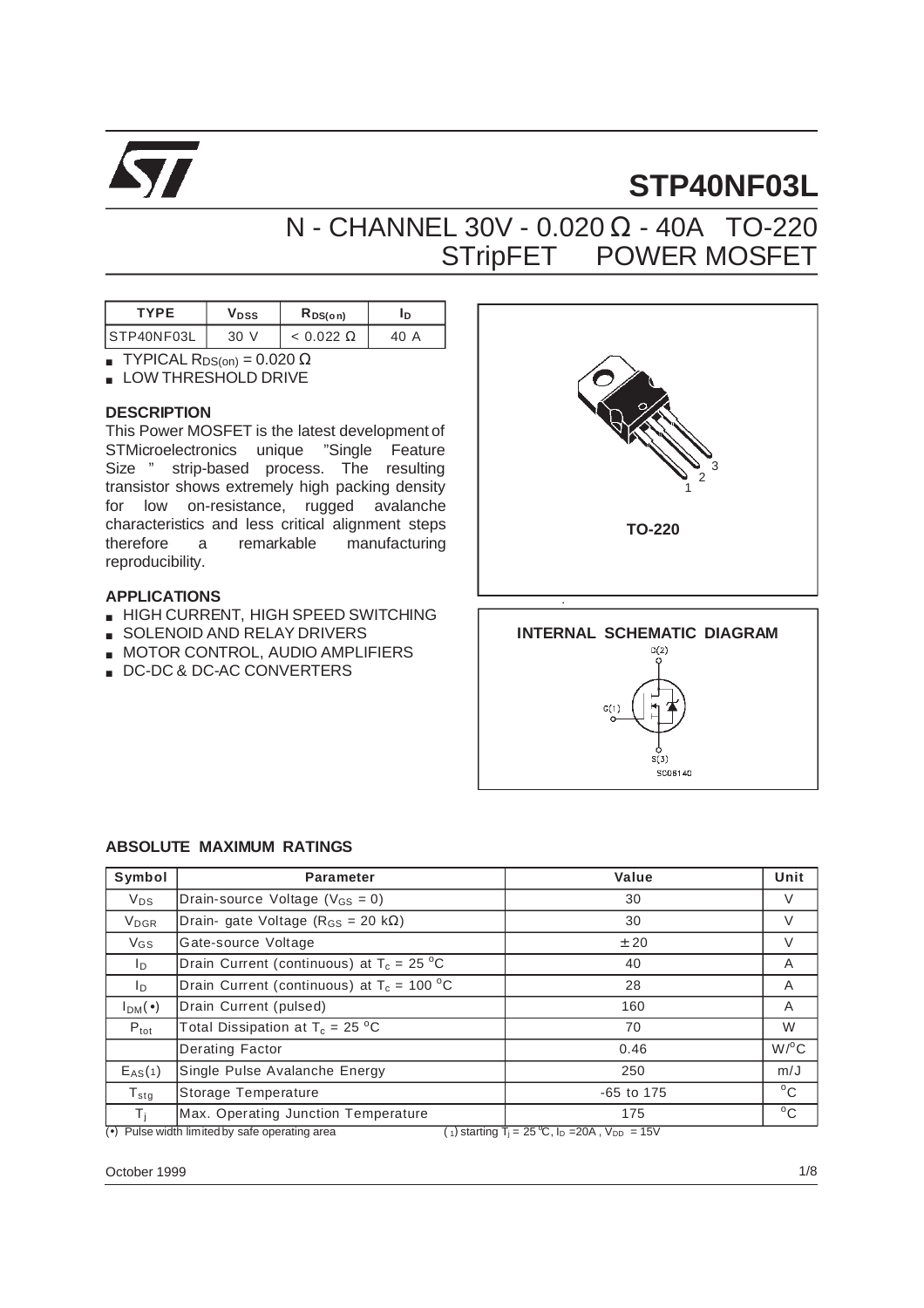# STP40NF03L

## N - CHANNEL 30V - 0.020 Ω - 40A TO-220 STripFET POWER MOSFET

| TYPE | $V_{DSS}$ | $R_{DS(on)}$ | $I_D$ |
|---|---|---|---|
| STP40NF03L | 30 V | < 0.022 Ω | 40 A |

- TYPICAL $R_{DS(on)}$ = 0.020 Ω
- LOW THRESHOLD DRIVE

### DESCRIPTION

This Power MOSFET is the latest development of STMicroelectronics unique "Single Feature Size" strip-based process. The resulting transistor shows extremely high packing density for low on-resistance, rugged avalanche characteristics and less critical alignment steps therefore a remarkable manufacturing reproducibility.

### APPLICATIONS

- HIGH CURRENT, HIGH SPEED SWITCHING
- SOLENOID AND RELAY DRIVERS
- MOTOR CONTROL, AUDIO AMPLIFIERS
- DC-DC & DC-AC CONVERTERS

TO-220

INTERNAL SCHEMATIC DIAGRAM

### ABSOLUTE MAXIMUM RATINGS

| Symbol | Parameter | Value | Unit |
|---|---|---|---|
| $V_{DS}$ | Drain-source Voltage ($V_{GS}$ = 0) | 30 | V |
| $V_{DGR}$ | Drain- gate Voltage ($R_{GS}$ = 20 kΩ) | 30 | V |
| $V_{GS}$ | Gate-source Voltage | ± 20 | V |
| $I_D$ | Drain Current (continuous) at $T_c$ = 25 °C | 40 | A |
| $I_D$ | Drain Current (continuous) at $T_c$ = 100 °C | 28 | A |
| $I_{DM}$(•) | Drain Current (pulsed) | 160 | A |
| $P_{tot}$ | Total Dissipation at $T_c$ = 25 °C | 70 | W |
| | Derating Factor | 0.46 | W/°C |
| $E_{AS}$(1) | Single Pulse Avalanche Energy | 250 | m/J |
| $T_{stg}$ | Storage Temperature | -65 to 175 | °C |
| $T_j$ | Max. Operating Junction Temperature | 175 | °C |

(•) Pulse width limited by safe operating area (1) starting $T_j$ = 25 °C, $I_D$ = 20A, $V_{DD}$ = 15V

October 1999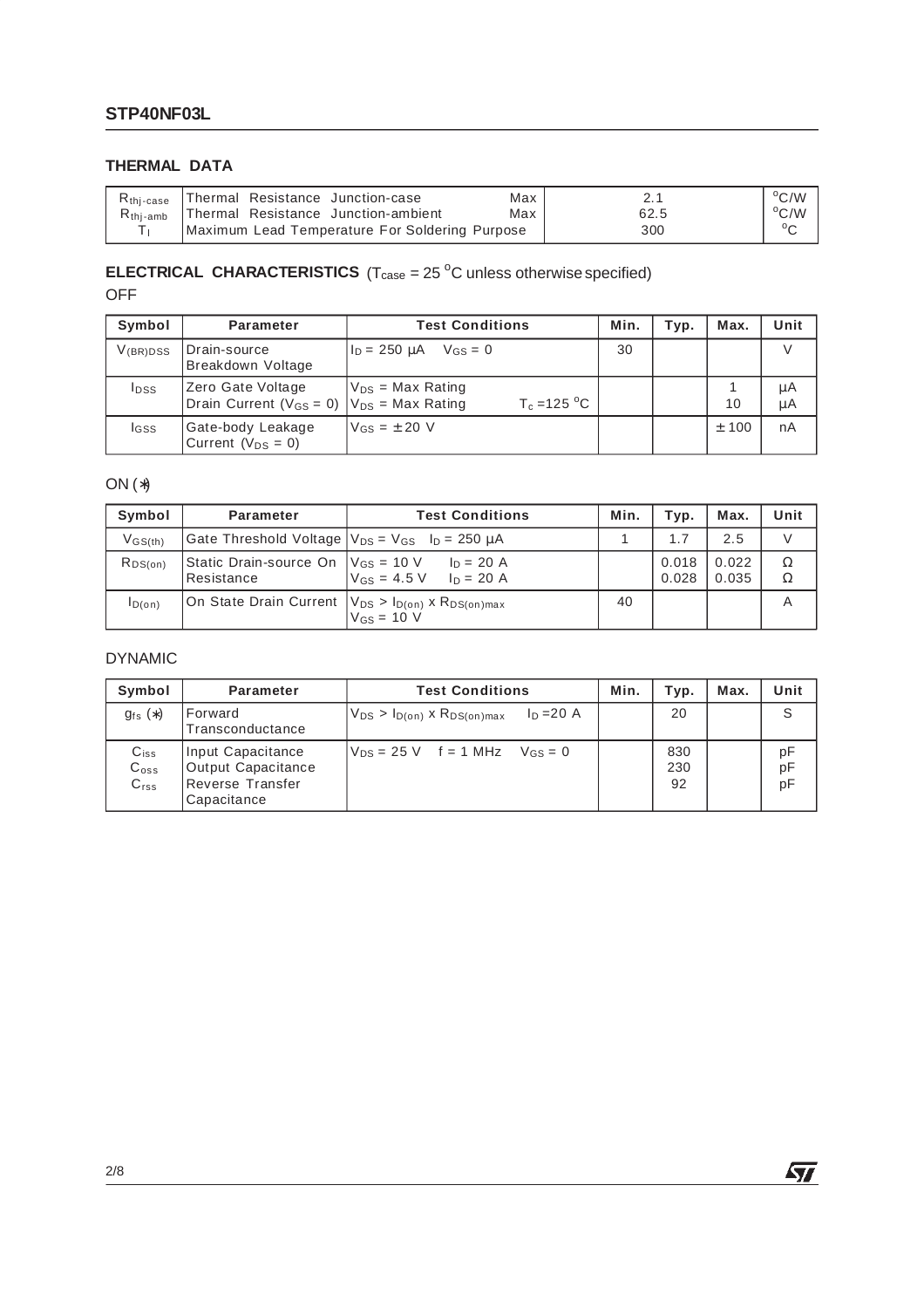## THERMAL DATA

| | | | | |
|---|---|---|---|---|
| $R_{thj-case}$ | Thermal Resistance Junction-case | Max | 2.1 | $^oC/W$ |
| $R_{thj-amb}$ | Thermal Resistance Junction-ambient | Max | 62.5 | $^oC/W$ |
| $T_l$ | Maximum Lead Temperature For Soldering Purpose | | 300 | $^oC$ |

## ELECTRICAL CHARACTERISTICS ($T_{case}$ = 25 $^oC$ unless otherwise specified)

OFF

| Symbol | Parameter | Test Conditions | Min. | Typ. | Max. | Unit |
|---|---|---|---|---|---|---|
| $V_{(BR)DSS}$ | Drain-source Breakdown Voltage | $I_D$ = 250 µA $V_{GS}$ = 0 | 30 | | | V |
| $I_{DSS}$ | Zero Gate Voltage Drain Current ($V_{GS}$ = 0) | $V_{DS}$ = Max Rating<br>$V_{DS}$ = Max Rating $T_c$ =125 $^oC$ | | | 1<br>10 | µA<br>µA |
| $I_{GSS}$ | Gate-body Leakage Current ($V_{DS}$ = 0) | $V_{GS}$ = ± 20 V | | | ± 100 | nA |

ON (*)

| Symbol | Parameter | Test Conditions | Min. | Typ. | Max. | Unit |
|---|---|---|---|---|---|---|
| $V_{GS(th)}$ | Gate Threshold Voltage | $V_{DS}$ = $V_{GS}$ $I_D$ = 250 µA | 1 | 1.7 | 2.5 | V |
| $R_{DS(on)}$ | Static Drain-source On Resistance | $V_{GS}$ = 10 V $I_D$ = 20 A<br>$V_{GS}$ = 4.5 V $I_D$ = 20 A | | 0.018<br>0.028 | 0.022<br>0.035 | Ω<br>Ω |
| $I_{D(on)}$ | On State Drain Current | $V_{DS}$ > $I_{D(on)}$ x $R_{DS(on)max}$<br>$V_{GS}$ = 10 V | 40 | | | A |

DYNAMIC

| Symbol | Parameter | Test Conditions | Min. | Typ. | Max. | Unit |
|---|---|---|---|---|---|---|
| $g_{fs}$ (*) | Forward Transconductance | $V_{DS}$ > $I_{D(on)}$ x $R_{DS(on)max}$ $I_D$ =20 A | | 20 | | S |
| $C_{iss}$<br>$C_{oss}$<br>$C_{rss}$ | Input Capacitance<br>Output Capacitance<br>Reverse Transfer Capacitance | $V_{DS}$ = 25 V f = 1 MHz $V_{GS}$ = 0 | | 830<br>230<br>92 | | pF<br>pF<br>pF |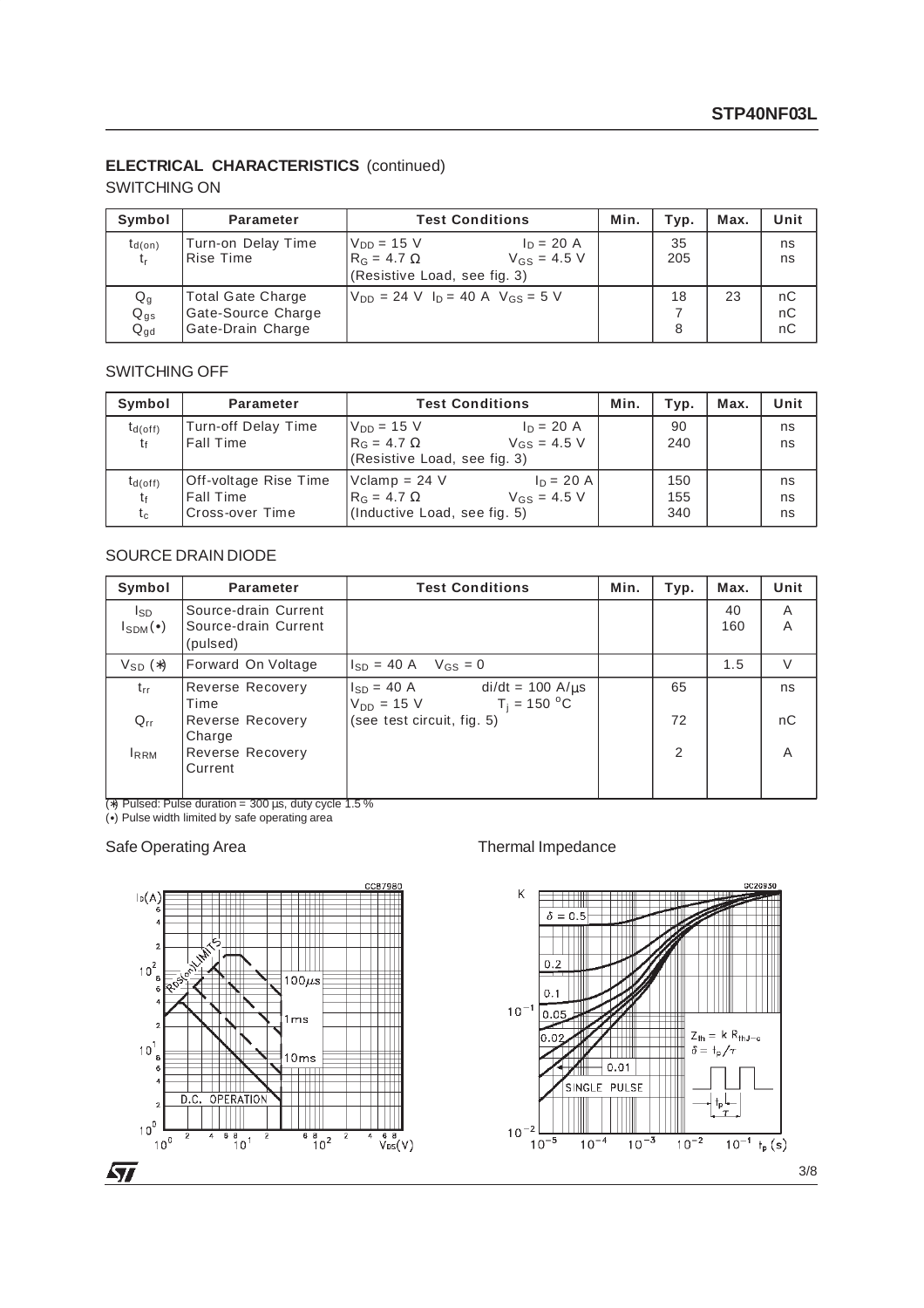## ELECTRICAL CHARACTERISTICS (continued)

### SWITCHING ON

| Symbol | Parameter | Test Conditions | Min. | Typ. | Max. | Unit |
|---|---|---|---|---|---|---|
| $t_{d(on)}$<br>$t_r$ | Turn-on Delay Time<br>Rise Time | $V_{DD}$ = 15 V  $I_D$ = 20 A<br>$R_G$ = 4.7 Ω  $V_{GS}$ = 4.5 V<br>(Resistive Load, see fig. 3) | | 35<br>205 | | ns<br>ns |
| $Q_g$<br>$Q_{gs}$<br>$Q_{gd}$ | Total Gate Charge<br>Gate-Source Charge<br>Gate-Drain Charge | $V_{DD}$ = 24 V  $I_D$ = 40 A  $V_{GS}$ = 5 V | | 18<br>7<br>8 | 23 | nC<br>nC<br>nC |

### SWITCHING OFF

| Symbol | Parameter | Test Conditions | Min. | Typ. | Max. | Unit |
|---|---|---|---|---|---|---|
| $t_{d(off)}$<br>$t_f$ | Turn-off Delay Time<br>Fall Time | $V_{DD}$ = 15 V  $I_D$ = 20 A<br>$R_G$ = 4.7 Ω  $V_{GS}$ = 4.5 V<br>(Resistive Load, see fig. 3) | | 90<br>240 | | ns<br>ns |
| $t_{d(off)}$<br>$t_f$<br>$t_c$ | Off-voltage Rise Time<br>Fall Time<br>Cross-over Time | Vclamp = 24 V  $I_D$ = 20 A<br>$R_G$ = 4.7 Ω  $V_{GS}$ = 4.5 V<br>(Inductive Load, see fig. 5) | | 150<br>155<br>340 | | ns<br>ns<br>ns |

### SOURCE DRAIN DIODE

| Symbol | Parameter | Test Conditions | Min. | Typ. | Max. | Unit |
|---|---|---|---|---|---|---|
| $I_{SD}$<br>$I_{SDM}$(•) | Source-drain Current<br>Source-drain Current (pulsed) | | | | 40<br>160 | A<br>A |
| $V_{SD}$ (*) | Forward On Voltage | $I_{SD}$ = 40 A  $V_{GS}$ = 0 | | | 1.5 | V |
| $t_{rr}$<br>$Q_{rr}$<br>$I_{RRM}$ | Reverse Recovery Time<br>Reverse Recovery Charge<br>Reverse Recovery Current | $I_{SD}$ = 40 A  di/dt = 100 A/µs<br>$V_{DD}$ = 15 V  $T_j$ = 150 °C<br>(see test circuit, fig. 5) | | 65<br>72<br>2 | | ns<br>nC<br>A |

(*) Pulsed: Pulse duration = 300 µs, duty cycle 1.5 %
(•) Pulse width limited by safe operating area

Safe Operating Area

Thermal Impedance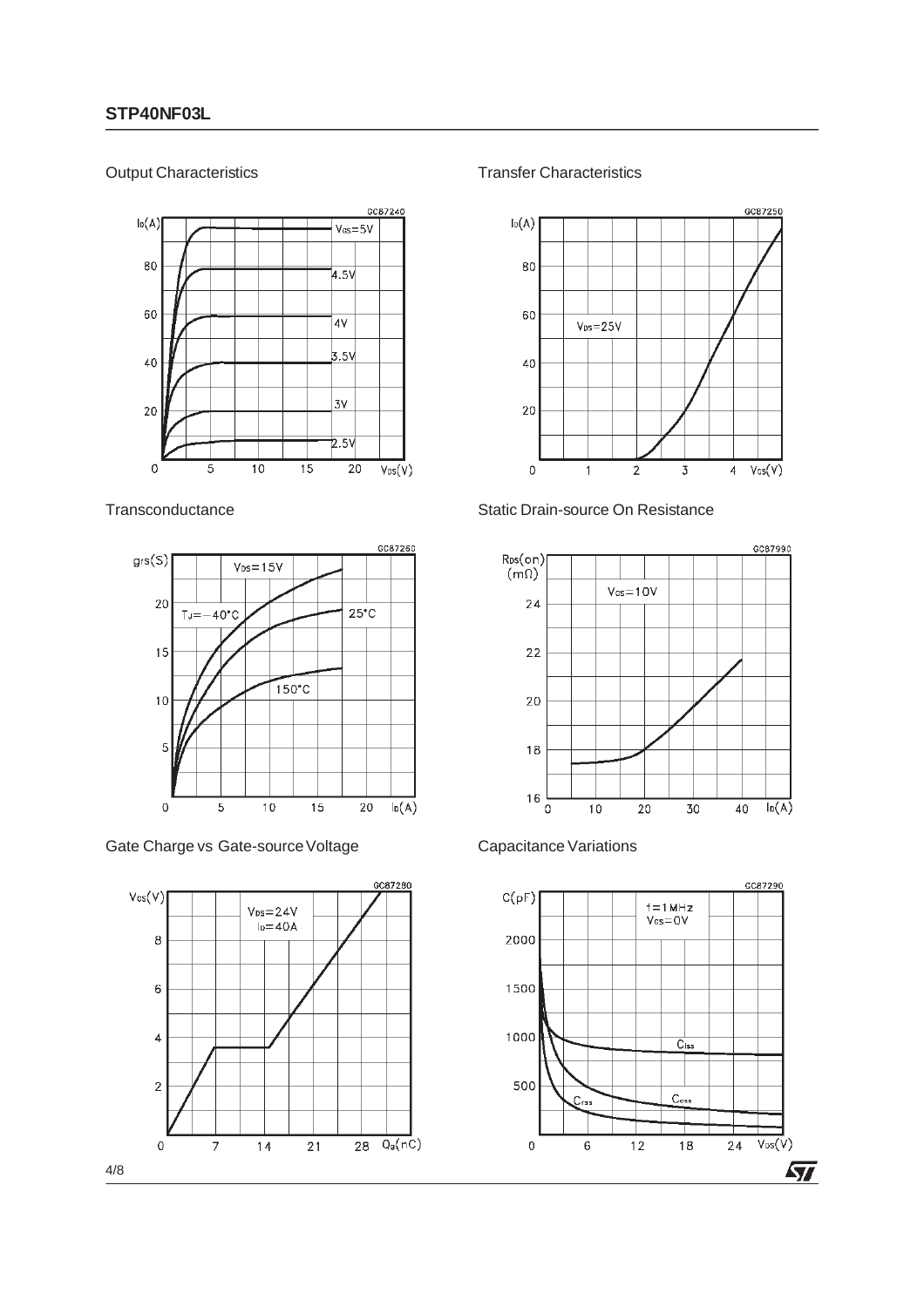Output Characteristics

Transfer Characteristics

Transconductance

Static Drain-source On Resistance

Gate Charge vs Gate-source Voltage

Capacitance Variations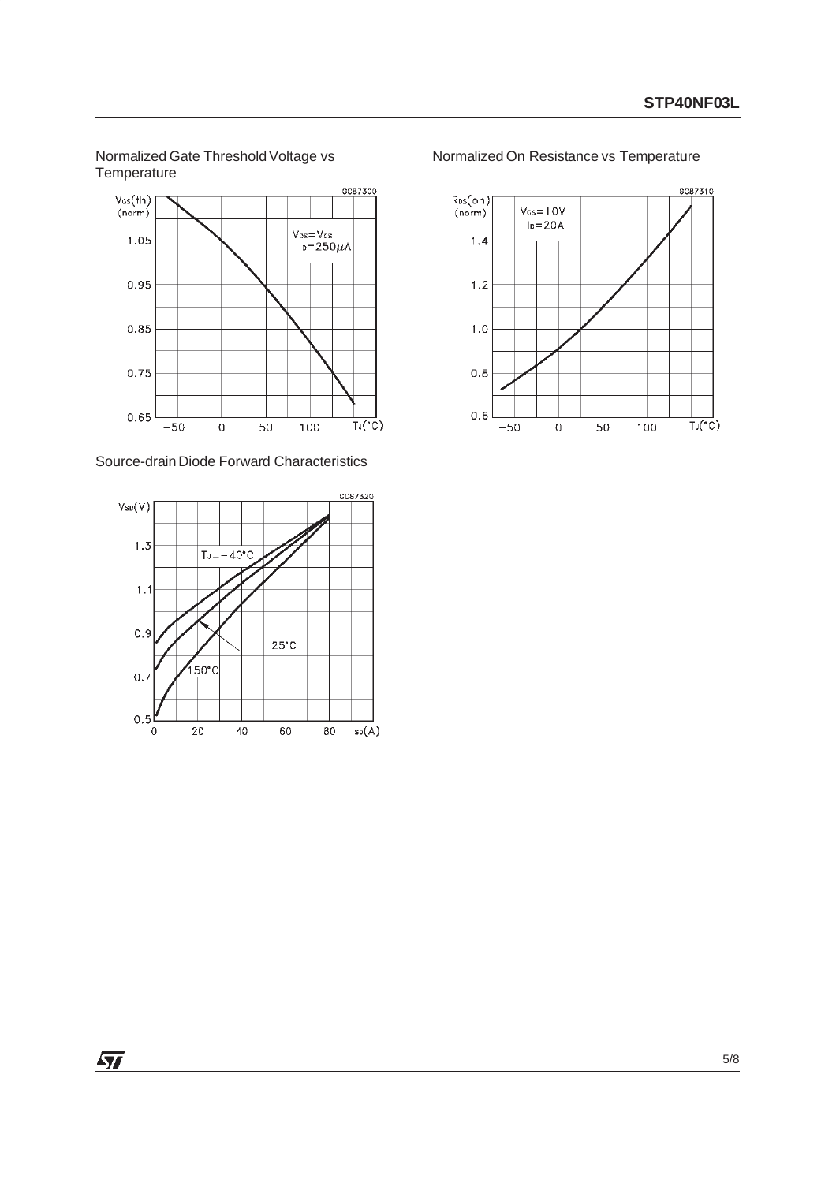Normalized Gate Threshold Voltage vs Temperature

Normalized On Resistance vs Temperature

Source-drain Diode Forward Characteristics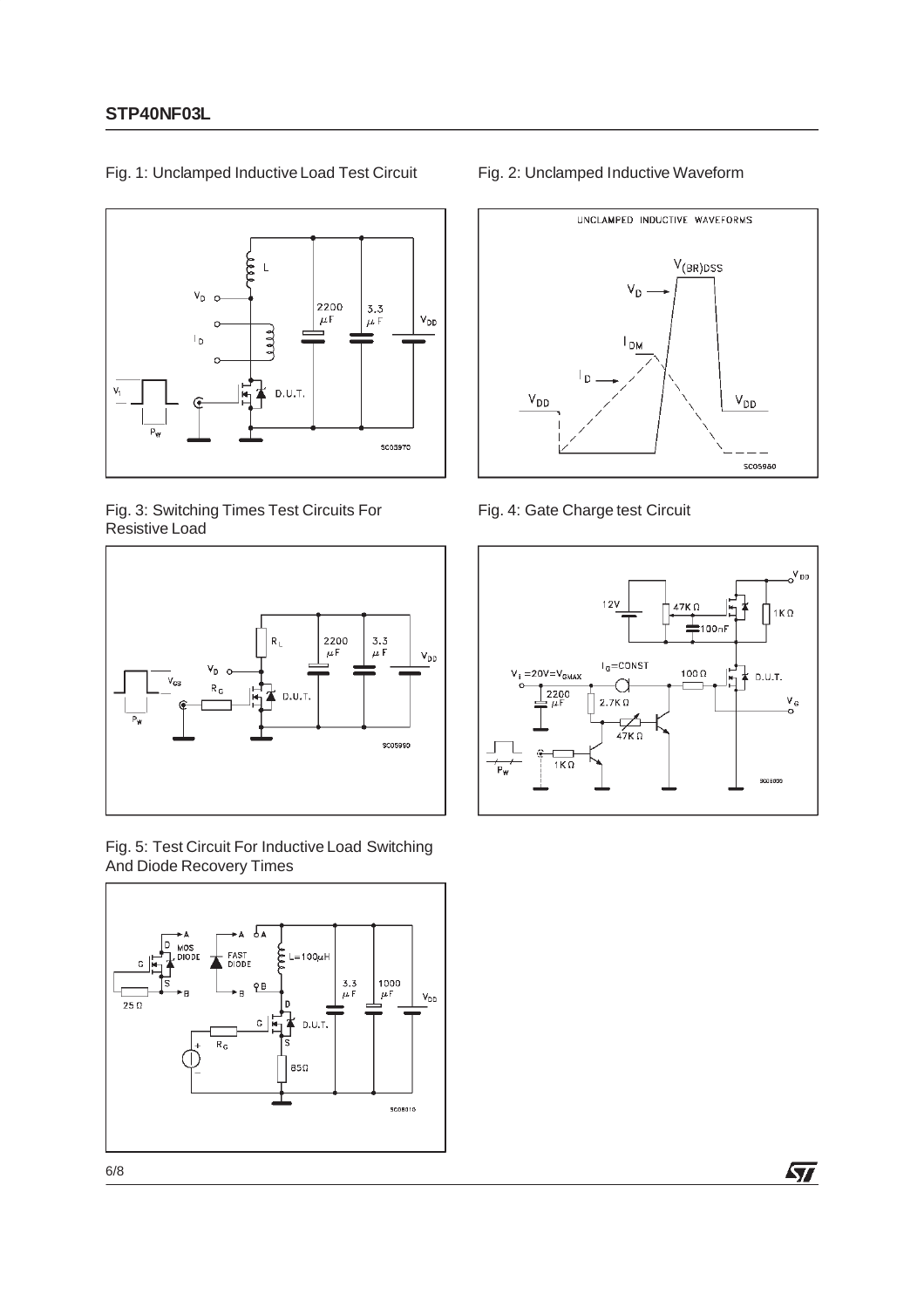Fig. 1: Unclamped Inductive Load Test Circuit

Fig. 2: Unclamped Inductive Waveform

Fig. 3: Switching Times Test Circuits For Resistive Load

Fig. 4: Gate Charge test Circuit

Fig. 5: Test Circuit For Inductive Load Switching And Diode Recovery Times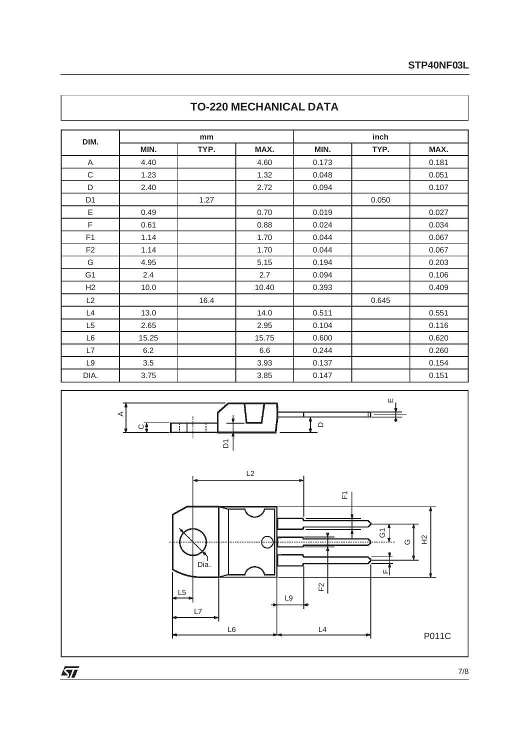## TO-220 MECHANICAL DATA

| DIM. | mm | | | inch | | |
|---|---|---|---|---|---|---|
| | MIN. | TYP. | MAX. | MIN. | TYP. | MAX. |
| A | 4.40 | | 4.60 | 0.173 | | 0.181 |
| C | 1.23 | | 1.32 | 0.048 | | 0.051 |
| D | 2.40 | | 2.72 | 0.094 | | 0.107 |
| D1 | | 1.27 | | | 0.050 | |
| E | 0.49 | | 0.70 | 0.019 | | 0.027 |
| F | 0.61 | | 0.88 | 0.024 | | 0.034 |
| F1 | 1.14 | | 1.70 | 0.044 | | 0.067 |
| F2 | 1.14 | | 1.70 | 0.044 | | 0.067 |
| G | 4.95 | | 5.15 | 0.194 | | 0.203 |
| G1 | 2.4 | | 2.7 | 0.094 | | 0.106 |
| H2 | 10.0 | | 10.40 | 0.393 | | 0.409 |
| L2 | | 16.4 | | | 0.645 | |
| L4 | 13.0 | | 14.0 | 0.511 | | 0.551 |
| L5 | 2.65 | | 2.95 | 0.104 | | 0.116 |
| L6 | 15.25 | | 15.75 | 0.600 | | 0.620 |
| L7 | 6.2 | | 6.6 | 0.244 | | 0.260 |
| L9 | 3.5 | | 3.93 | 0.137 | | 0.154 |
| DIA. | 3.75 | | 3.85 | 0.147 | | 0.151 |

P011C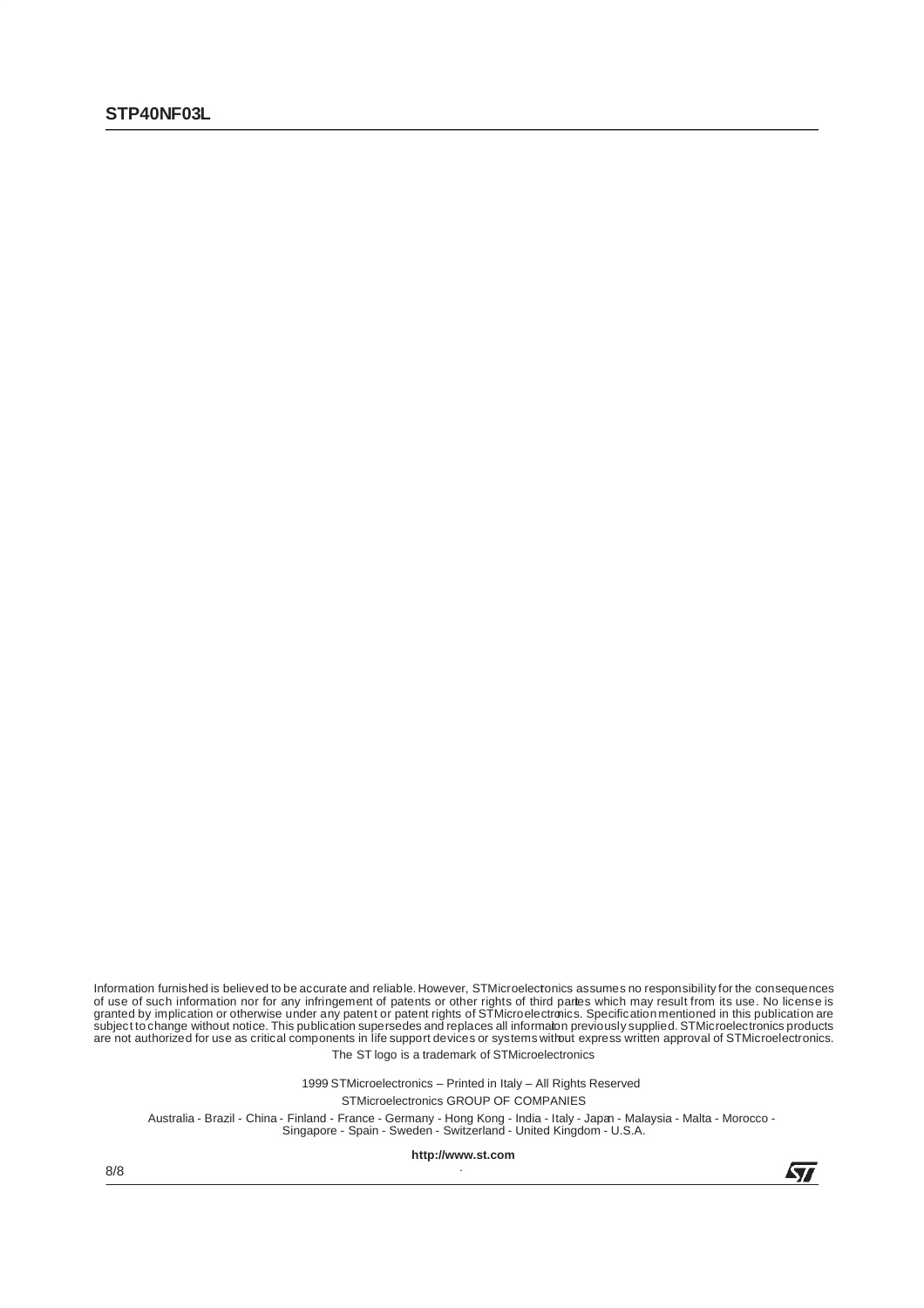Information furnished is believed to be accurate and reliable. However, STMicroelectronics assumes no responsibility for the consequences of use of such information nor for any infringement of patents or other rights of third parties which may result from its use. No license is granted by implication or otherwise under any patent or patent rights of STMicroelectronics. Specification mentioned in this publication are subject to change without notice. This publication supersedes and replaces all information previously supplied. STMicroelectronics products are not authorized for use as critical components in life support devices or systems without express written approval of STMicroelectronics.

The ST logo is a trademark of STMicroelectronics

1999 STMicroelectronics – Printed in Italy – All Rights Reserved

STMicroelectronics GROUP OF COMPANIES

Australia - Brazil - China - Finland - France - Germany - Hong Kong - India - Italy - Japan - Malaysia - Malta - Morocco - Singapore - Spain - Sweden - Switzerland - United Kingdom - U.S.A.

**http://www.st.com**